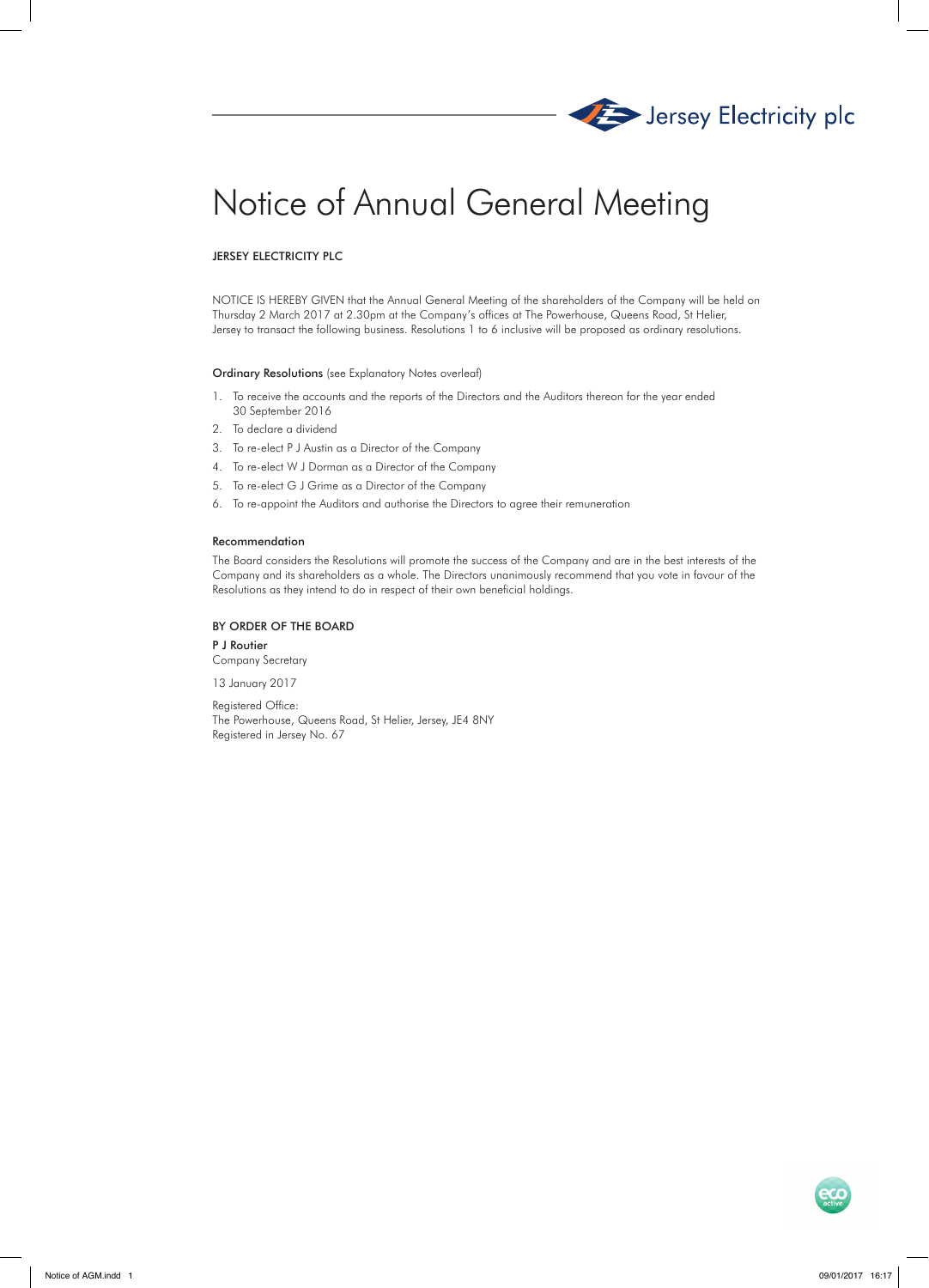Jersey Electricity plc

# Notice of Annual General Meeting

JERSEY ELECTRICITY PLC

NOTICE IS HEREBY GIVEN that the Annual General Meeting of the shareholders of the Company will be held on Thursday 2 March 2017 at 2.30pm at the Company's offices at The Powerhouse, Queens Road, St Helier, Jersey to transact the following business. Resolutions 1 to 6 inclusive will be proposed as ordinary resolutions.

**Ordinary Resolutions** (see Explanatory Notes overleaf)

1. To receive the accounts and the reports of the Directors and the Auditors thereon for the year ended 30 September 2016
2. To declare a dividend
3. To re-elect P J Austin as a Director of the Company
4. To re-elect W J Dorman as a Director of the Company
5. To re-elect G J Grime as a Director of the Company
6. To re-appoint the Auditors and authorise the Directors to agree their remuneration

**Recommendation**

The Board considers the Resolutions will promote the success of the Company and are in the best interests of the Company and its shareholders as a whole. The Directors unanimously recommend that you vote in favour of the Resolutions as they intend to do in respect of their own beneficial holdings.

**BY ORDER OF THE BOARD**

**P J Routier**
Company Secretary

13 January 2017

Registered Office:
The Powerhouse, Queens Road, St Helier, Jersey, JE4 8NY
Registered in Jersey No. 67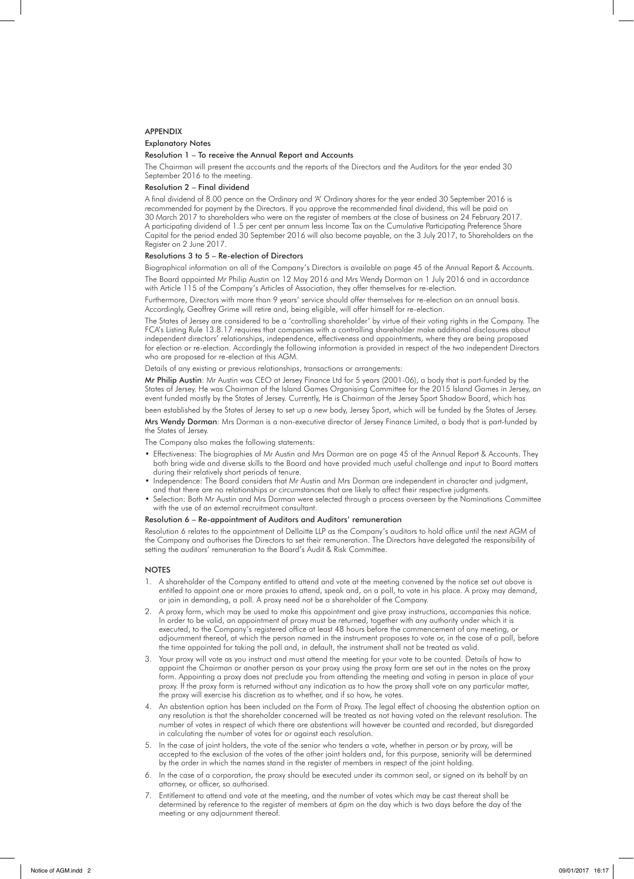## APPENDIX

### Explanatory Notes

#### Resolution 1 – To receive the Annual Report and Accounts

The Chairman will present the accounts and the reports of the Directors and the Auditors for the year ended 30 September 2016 to the meeting.

#### Resolution 2 – Final dividend

A final dividend of 8.00 pence on the Ordinary and 'A' Ordinary shares for the year ended 30 September 2016 is recommended for payment by the Directors. If you approve the recommended final dividend, this will be paid on 30 March 2017 to shareholders who were on the register of members at the close of business on 24 February 2017. A participating dividend of 1.5 per cent per annum less Income Tax on the Cumulative Participating Preference Share Capital for the period ended 30 September 2016 will also become payable, on the 3 July 2017, to Shareholders on the Register on 2 June 2017.

#### Resolutions 3 to 5 – Re-election of Directors

Biographical information on all of the Company's Directors is available on page 45 of the Annual Report & Accounts.

The Board appointed Mr Philip Austin on 12 May 2016 and Mrs Wendy Dorman on 1 July 2016 and in accordance with Article 115 of the Company's Articles of Association, they offer themselves for re-election.

Furthermore, Directors with more than 9 years' service should offer themselves for re-election on an annual basis. Accordingly, Geoffrey Grime will retire and, being eligible, will offer himself for re-election.

The States of Jersey are considered to be a 'controlling shareholder' by virtue of their voting rights in the Company. The FCA's Listing Rule 13.8.17 requires that companies with a controlling shareholder make additional disclosures about independent directors' relationships, independence, effectiveness and appointments, where they are being proposed for election or re-election. Accordingly the following information is provided in respect of the two independent Directors who are proposed for re-election at this AGM.

Details of any existing or previous relationships, transactions or arrangements:

**Mr Philip Austin**: Mr Austin was CEO at Jersey Finance Ltd for 5 years (2001-06), a body that is part-funded by the States of Jersey. He was Chairman of the Island Games Organising Committee for the 2015 Island Games in Jersey, an event funded mostly by the States of Jersey. Currently, He is Chairman of the Jersey Sport Shadow Board, which has been established by the States of Jersey to set up a new body, Jersey Sport, which will be funded by the States of Jersey.

**Mrs Wendy Dorman**: Mrs Dorman is a non-executive director of Jersey Finance Limited, a body that is part-funded by the States of Jersey.

The Company also makes the following statements:

- Effectiveness: The biographies of Mr Austin and Mrs Dorman are on page 45 of the Annual Report & Accounts. They both bring wide and diverse skills to the Board and have provided much useful challenge and input to Board matters during their relatively short periods of tenure.
- Independence: The Board considers that Mr Austin and Mrs Dorman are independent in character and judgment, and that there are no relationships or circumstances that are likely to affect their respective judgments.
- Selection: Both Mr Austin and Mrs Dorman were selected through a process overseen by the Nominations Committee with the use of an external recruitment consultant.

#### Resolution 6 – Re-appointment of Auditors and Auditors' remuneration

Resolution 6 relates to the appointment of Delloitte LLP as the Company's auditors to hold office until the next AGM of the Company and authorises the Directors to set their remuneration. The Directors have delegated the responsibility of setting the auditors' remuneration to the Board's Audit & Risk Committee.

## NOTES

1. A shareholder of the Company entitled to attend and vote at the meeting convened by the notice set out above is entitled to appoint one or more proxies to attend, speak and, on a poll, to vote in his place. A proxy may demand, or join in demanding, a poll. A proxy need not be a shareholder of the Company.
2. A proxy form, which may be used to make this appointment and give proxy instructions, accompanies this notice. In order to be valid, an appointment of proxy must be returned, together with any authority under which it is executed, to the Company's registered office at least 48 hours before the commencement of any meeting, or adjournment thereof, at which the person named in the instrument proposes to vote or, in the case of a poll, before the time appointed for taking the poll and, in default, the instrument shall not be treated as valid.
3. Your proxy will vote as you instruct and must attend the meeting for your vote to be counted. Details of how to appoint the Chairman or another person as your proxy using the proxy form are set out in the notes on the proxy form. Appointing a proxy does not preclude you from attending the meeting and voting in person in place of your proxy. If the proxy form is returned without any indication as to how the proxy shall vote on any particular matter, the proxy will exercise his discretion as to whether, and if so how, he votes.
4. An abstention option has been included on the Form of Proxy. The legal effect of choosing the abstention option on any resolution is that the shareholder concerned will be treated as not having voted on the relevant resolution. The number of votes in respect of which there are abstentions will however be counted and recorded, but disregarded in calculating the number of votes for or against each resolution.
5. In the case of joint holders, the vote of the senior who tenders a vote, whether in person or by proxy, will be accepted to the exclusion of the votes of the other joint holders and, for this purpose, seniority will be determined by the order in which the names stand in the register of members in respect of the joint holding.
6. In the case of a corporation, the proxy should be executed under its common seal, or signed on its behalf by an attorney, or officer, so authorised.
7. Entitlement to attend and vote at the meeting, and the number of votes which may be cast thereat shall be determined by reference to the register of members at 6pm on the day which is two days before the day of the meeting or any adjournment thereof.